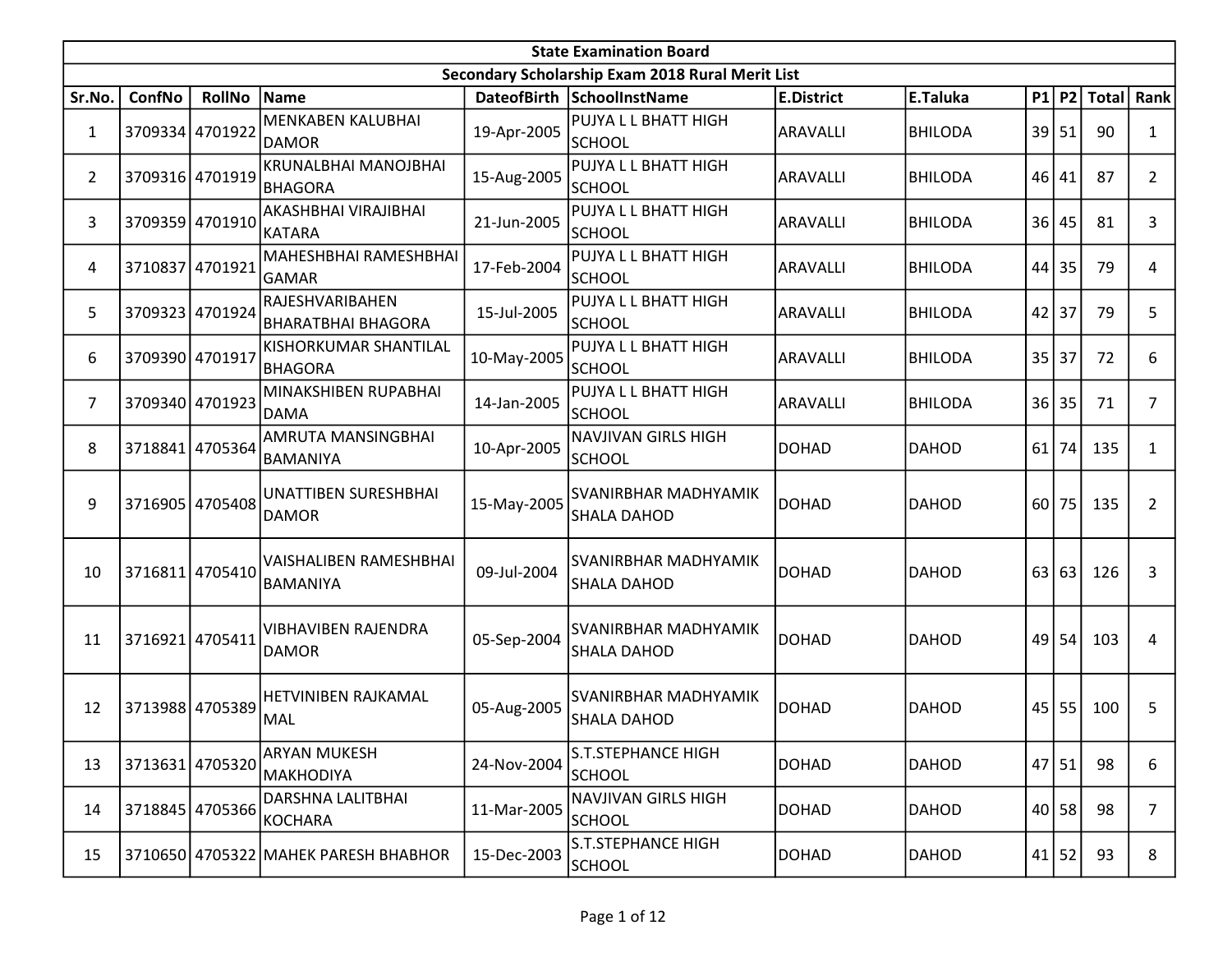**State Examination Board**

**Secondary Scholarship Exam 2018 Rural Merit List**

| Sr.No. | ConfNo | RollNo | Name | DateofBirth | SchoolInstName | E.District | E.Taluka | P1 | P2 | Total | Rank |
|---|---|---|---|---|---|---|---|---|---|---|---|
| 1 | 3709334 | 4701922 | MENKABEN KALUBHAI DAMOR | 19-Apr-2005 | PUJYA L L BHATT HIGH SCHOOL | ARAVALLI | BHILODA | 39 | 51 | 90 | 1 |
| 2 | 3709316 | 4701919 | KRUNALBHAI MANOJBHAI BHAGORA | 15-Aug-2005 | PUJYA L L BHATT HIGH SCHOOL | ARAVALLI | BHILODA | 46 | 41 | 87 | 2 |
| 3 | 3709359 | 4701910 | AKASHBHAI VIRAJIBHAI KATARA | 21-Jun-2005 | PUJYA L L BHATT HIGH SCHOOL | ARAVALLI | BHILODA | 36 | 45 | 81 | 3 |
| 4 | 3710837 | 4701921 | MAHESHBHAI RAMESHBHAI GAMAR | 17-Feb-2004 | PUJYA L L BHATT HIGH SCHOOL | ARAVALLI | BHILODA | 44 | 35 | 79 | 4 |
| 5 | 3709323 | 4701924 | RAJESHVARIBAHEN BHARATBHAI BHAGORA | 15-Jul-2005 | PUJYA L L BHATT HIGH SCHOOL | ARAVALLI | BHILODA | 42 | 37 | 79 | 5 |
| 6 | 3709390 | 4701917 | KISHORKUMAR SHANTILAL BHAGORA | 10-May-2005 | PUJYA L L BHATT HIGH SCHOOL | ARAVALLI | BHILODA | 35 | 37 | 72 | 6 |
| 7 | 3709340 | 4701923 | MINAKSHIBEN RUPABHAI DAMA | 14-Jan-2005 | PUJYA L L BHATT HIGH SCHOOL | ARAVALLI | BHILODA | 36 | 35 | 71 | 7 |
| 8 | 3718841 | 4705364 | AMRUTA MANSINGBHAI BAMANIYA | 10-Apr-2005 | NAVJIVAN GIRLS HIGH SCHOOL | DOHAD | DAHOD | 61 | 74 | 135 | 1 |
| 9 | 3716905 | 4705408 | UNATTIBEN SURESHBHAI DAMOR | 15-May-2005 | SVANIRBHAR MADHYAMIK SHALA DAHOD | DOHAD | DAHOD | 60 | 75 | 135 | 2 |
| 10 | 3716811 | 4705410 | VAISHALIBEN RAMESHBHAI BAMANIYA | 09-Jul-2004 | SVANIRBHAR MADHYAMIK SHALA DAHOD | DOHAD | DAHOD | 63 | 63 | 126 | 3 |
| 11 | 3716921 | 4705411 | VIBHAVIBEN RAJENDRA DAMOR | 05-Sep-2004 | SVANIRBHAR MADHYAMIK SHALA DAHOD | DOHAD | DAHOD | 49 | 54 | 103 | 4 |
| 12 | 3713988 | 4705389 | HETVINIBEN RAJKAMAL MAL | 05-Aug-2005 | SVANIRBHAR MADHYAMIK SHALA DAHOD | DOHAD | DAHOD | 45 | 55 | 100 | 5 |
| 13 | 3713631 | 4705320 | ARYAN MUKESH MAKHODIYA | 24-Nov-2004 | S.T.STEPHANCE HIGH SCHOOL | DOHAD | DAHOD | 47 | 51 | 98 | 6 |
| 14 | 3718845 | 4705366 | DARSHNA LALITBHAI KOCHARA | 11-Mar-2005 | NAVJIVAN GIRLS HIGH SCHOOL | DOHAD | DAHOD | 40 | 58 | 98 | 7 |
| 15 | 3710650 | 4705322 | MAHEK PARESH BHABHOR | 15-Dec-2003 | S.T.STEPHANCE HIGH SCHOOL | DOHAD | DAHOD | 41 | 52 | 93 | 8 |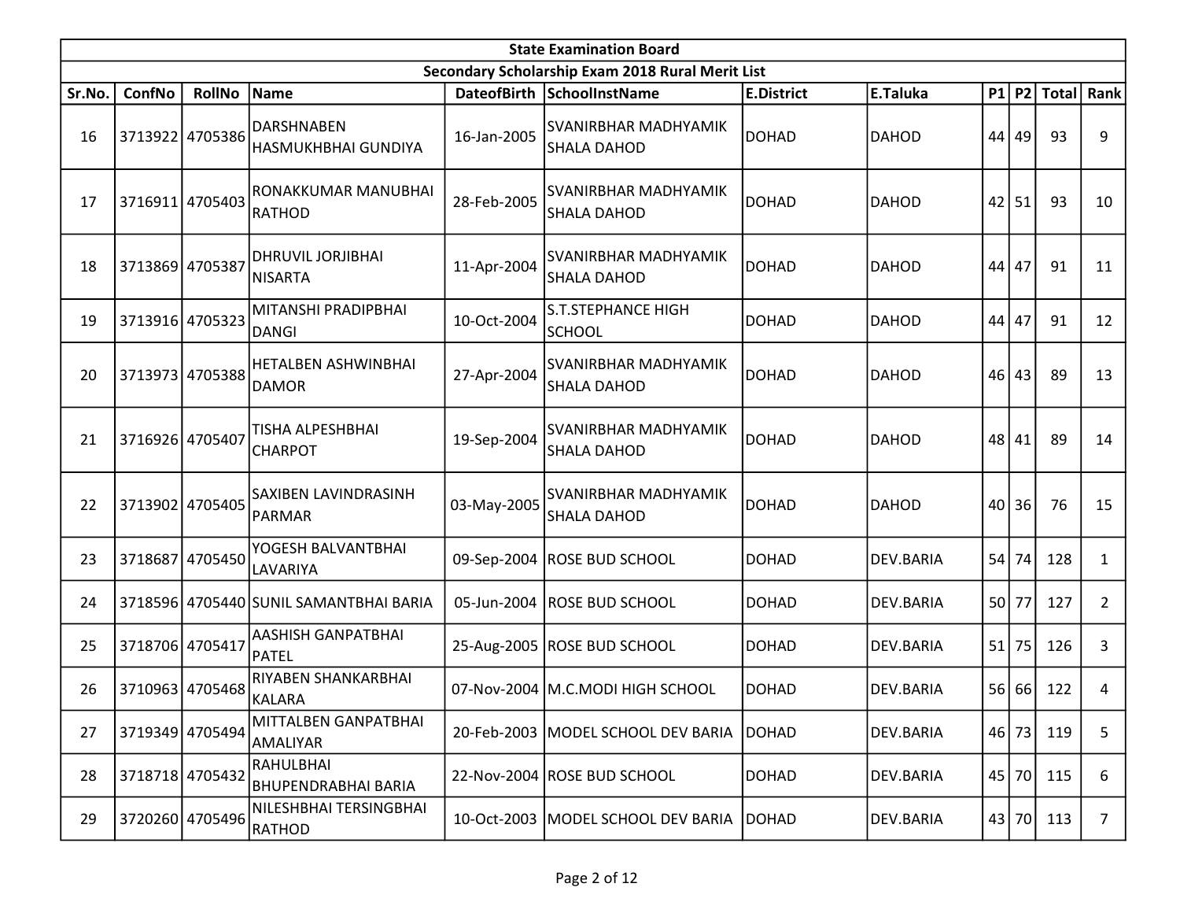| State Examination Board | | | | | | | | | | | |
|---|---|---|---|---|---|---|---|---|---|---|---|
| Secondary Scholarship Exam 2018 Rural Merit List | | | | | | | | | | | |
| Sr.No. | ConfNo | RollNo | Name | DateofBirth | SchoolInstName | E.District | E.Taluka | P1 | P2 | Total | Rank |
| 16 | 3713922 | 4705386 | DARSHNABEN HASMUKHBHAI GUNDIYA | 16-Jan-2005 | SVANIRBHAR MADHYAMIK SHALA DAHOD | DOHAD | DAHOD | 44 | 49 | 93 | 9 |
| 17 | 3716911 | 4705403 | RONAKKUMAR MANUBHAI RATHOD | 28-Feb-2005 | SVANIRBHAR MADHYAMIK SHALA DAHOD | DOHAD | DAHOD | 42 | 51 | 93 | 10 |
| 18 | 3713869 | 4705387 | DHRUVIL JORJIBHAI NISARTA | 11-Apr-2004 | SVANIRBHAR MADHYAMIK SHALA DAHOD | DOHAD | DAHOD | 44 | 47 | 91 | 11 |
| 19 | 3713916 | 4705323 | MITANSHI PRADIPBHAI DANGI | 10-Oct-2004 | S.T.STEPHANCE HIGH SCHOOL | DOHAD | DAHOD | 44 | 47 | 91 | 12 |
| 20 | 3713973 | 4705388 | HETALBEN ASHWINBHAI DAMOR | 27-Apr-2004 | SVANIRBHAR MADHYAMIK SHALA DAHOD | DOHAD | DAHOD | 46 | 43 | 89 | 13 |
| 21 | 3716926 | 4705407 | TISHA ALPESHBHAI CHARPOT | 19-Sep-2004 | SVANIRBHAR MADHYAMIK SHALA DAHOD | DOHAD | DAHOD | 48 | 41 | 89 | 14 |
| 22 | 3713902 | 4705405 | SAXIBEN LAVINDRASINH PARMAR | 03-May-2005 | SVANIRBHAR MADHYAMIK SHALA DAHOD | DOHAD | DAHOD | 40 | 36 | 76 | 15 |
| 23 | 3718687 | 4705450 | YOGESH BALVANTBHAI LAVARIYA | 09-Sep-2004 | ROSE BUD SCHOOL | DOHAD | DEV.BARIA | 54 | 74 | 128 | 1 |
| 24 | 3718596 | 4705440 | SUNIL SAMANTBHAI BARIA | 05-Jun-2004 | ROSE BUD SCHOOL | DOHAD | DEV.BARIA | 50 | 77 | 127 | 2 |
| 25 | 3718706 | 4705417 | AASHISH GANPATBHAI PATEL | 25-Aug-2005 | ROSE BUD SCHOOL | DOHAD | DEV.BARIA | 51 | 75 | 126 | 3 |
| 26 | 3710963 | 4705468 | RIYABEN SHANKARBHAI KALARA | 07-Nov-2004 | M.C.MODI HIGH SCHOOL | DOHAD | DEV.BARIA | 56 | 66 | 122 | 4 |
| 27 | 3719349 | 4705494 | MITTALBEN GANPATBHAI AMALIYAR | 20-Feb-2003 | MODEL SCHOOL DEV BARIA | DOHAD | DEV.BARIA | 46 | 73 | 119 | 5 |
| 28 | 3718718 | 4705432 | RAHULBHAI BHUPENDRABHAI BARIA | 22-Nov-2004 | ROSE BUD SCHOOL | DOHAD | DEV.BARIA | 45 | 70 | 115 | 6 |
| 29 | 3720260 | 4705496 | NILESHBHAI TERSINGBHAI RATHOD | 10-Oct-2003 | MODEL SCHOOL DEV BARIA | DOHAD | DEV.BARIA | 43 | 70 | 113 | 7 |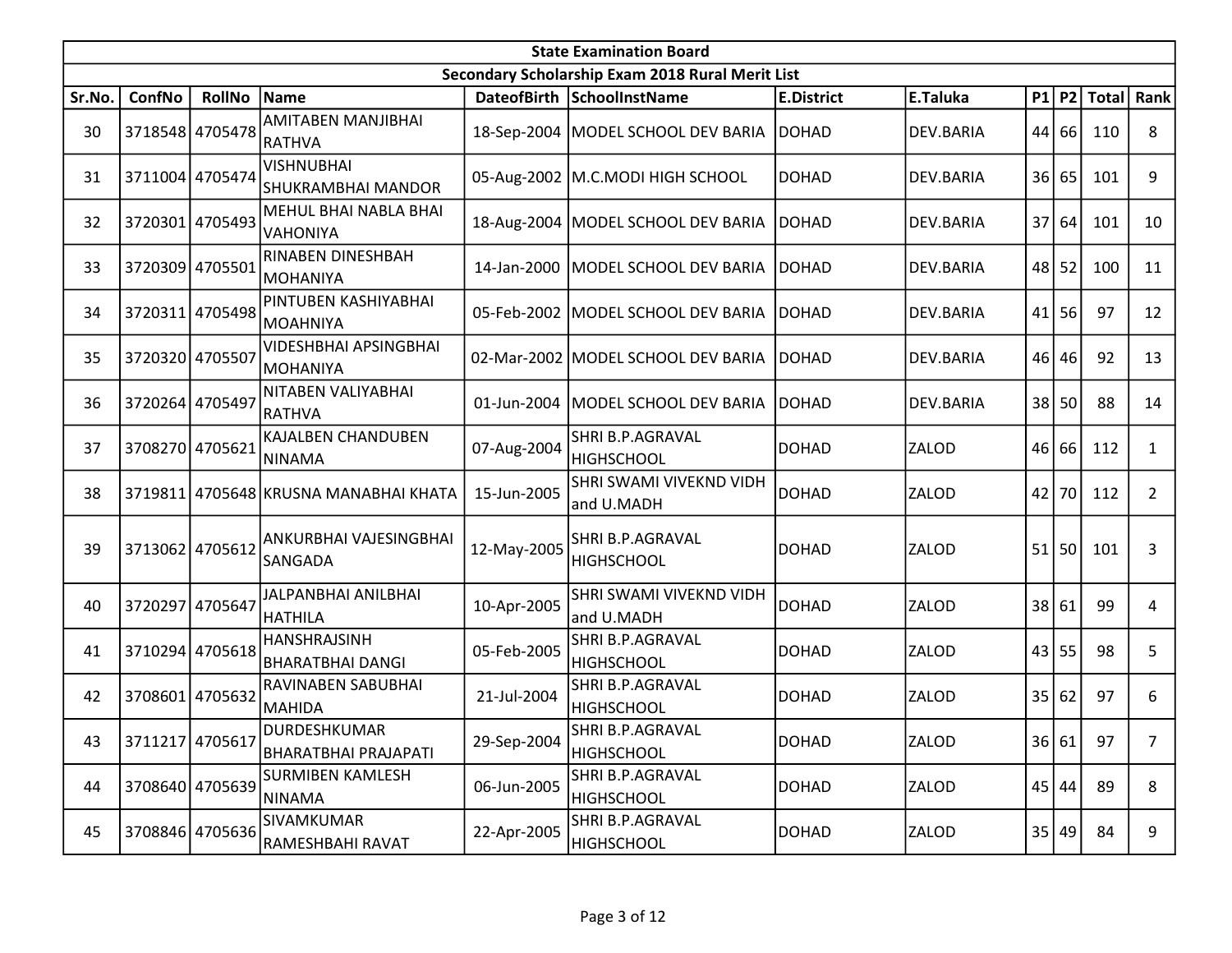| State Examination Board | | | | | | | | | | | |
|---|---|---|---|---|---|---|---|---|---|---|---|
| Secondary Scholarship Exam 2018 Rural Merit List | | | | | | | | | | | |
| Sr.No. | ConfNo | RollNo | Name | DateofBirth | SchoolInstName | E.District | E.Taluka | P1 | P2 | Total | Rank |
| 30 | 3718548 | 4705478 | AMITABEN MANJIBHAI RATHVA | 18-Sep-2004 | MODEL SCHOOL DEV BARIA | DOHAD | DEV.BARIA | 44 | 66 | 110 | 8 |
| 31 | 3711004 | 4705474 | VISHNUBHAI SHUKRAMBHAI MANDOR | 05-Aug-2002 | M.C.MODI HIGH SCHOOL | DOHAD | DEV.BARIA | 36 | 65 | 101 | 9 |
| 32 | 3720301 | 4705493 | MEHUL BHAI NABLA BHAI VAHONIYA | 18-Aug-2004 | MODEL SCHOOL DEV BARIA | DOHAD | DEV.BARIA | 37 | 64 | 101 | 10 |
| 33 | 3720309 | 4705501 | RINABEN DINESHBAH MOHANIYA | 14-Jan-2000 | MODEL SCHOOL DEV BARIA | DOHAD | DEV.BARIA | 48 | 52 | 100 | 11 |
| 34 | 3720311 | 4705498 | PINTUBEN KASHIYABHAI MOAHNIYA | 05-Feb-2002 | MODEL SCHOOL DEV BARIA | DOHAD | DEV.BARIA | 41 | 56 | 97 | 12 |
| 35 | 3720320 | 4705507 | VIDESHBHAI APSINGBHAI MOHANIYA | 02-Mar-2002 | MODEL SCHOOL DEV BARIA | DOHAD | DEV.BARIA | 46 | 46 | 92 | 13 |
| 36 | 3720264 | 4705497 | NITABEN VALIYABHAI RATHVA | 01-Jun-2004 | MODEL SCHOOL DEV BARIA | DOHAD | DEV.BARIA | 38 | 50 | 88 | 14 |
| 37 | 3708270 | 4705621 | KAJALBEN CHANDUBEN NINAMA | 07-Aug-2004 | SHRI B.P.AGRAVAL HIGHSCHOOL | DOHAD | ZALOD | 46 | 66 | 112 | 1 |
| 38 | 3719811 | 4705648 | KRUSNA MANABHAI KHATA | 15-Jun-2005 | SHRI SWAMI VIVEKND VIDH and U.MADH | DOHAD | ZALOD | 42 | 70 | 112 | 2 |
| 39 | 3713062 | 4705612 | ANKURBHAI VAJESINGBHAI SANGADA | 12-May-2005 | SHRI B.P.AGRAVAL HIGHSCHOOL | DOHAD | ZALOD | 51 | 50 | 101 | 3 |
| 40 | 3720297 | 4705647 | JALPANBHAI ANILBHAI HATHILA | 10-Apr-2005 | SHRI SWAMI VIVEKND VIDH and U.MADH | DOHAD | ZALOD | 38 | 61 | 99 | 4 |
| 41 | 3710294 | 4705618 | HANSHRAJSINH BHARATBHAI DANGI | 05-Feb-2005 | SHRI B.P.AGRAVAL HIGHSCHOOL | DOHAD | ZALOD | 43 | 55 | 98 | 5 |
| 42 | 3708601 | 4705632 | RAVINABEN SABUBHAI MAHIDA | 21-Jul-2004 | SHRI B.P.AGRAVAL HIGHSCHOOL | DOHAD | ZALOD | 35 | 62 | 97 | 6 |
| 43 | 3711217 | 4705617 | DURDESHKUMAR BHARATBHAI PRAJAPATI | 29-Sep-2004 | SHRI B.P.AGRAVAL HIGHSCHOOL | DOHAD | ZALOD | 36 | 61 | 97 | 7 |
| 44 | 3708640 | 4705639 | SURMIBEN KAMLESH NINAMA | 06-Jun-2005 | SHRI B.P.AGRAVAL HIGHSCHOOL | DOHAD | ZALOD | 45 | 44 | 89 | 8 |
| 45 | 3708846 | 4705636 | SIVAMKUMAR RAMESHBAHI RAVAT | 22-Apr-2005 | SHRI B.P.AGRAVAL HIGHSCHOOL | DOHAD | ZALOD | 35 | 49 | 84 | 9 |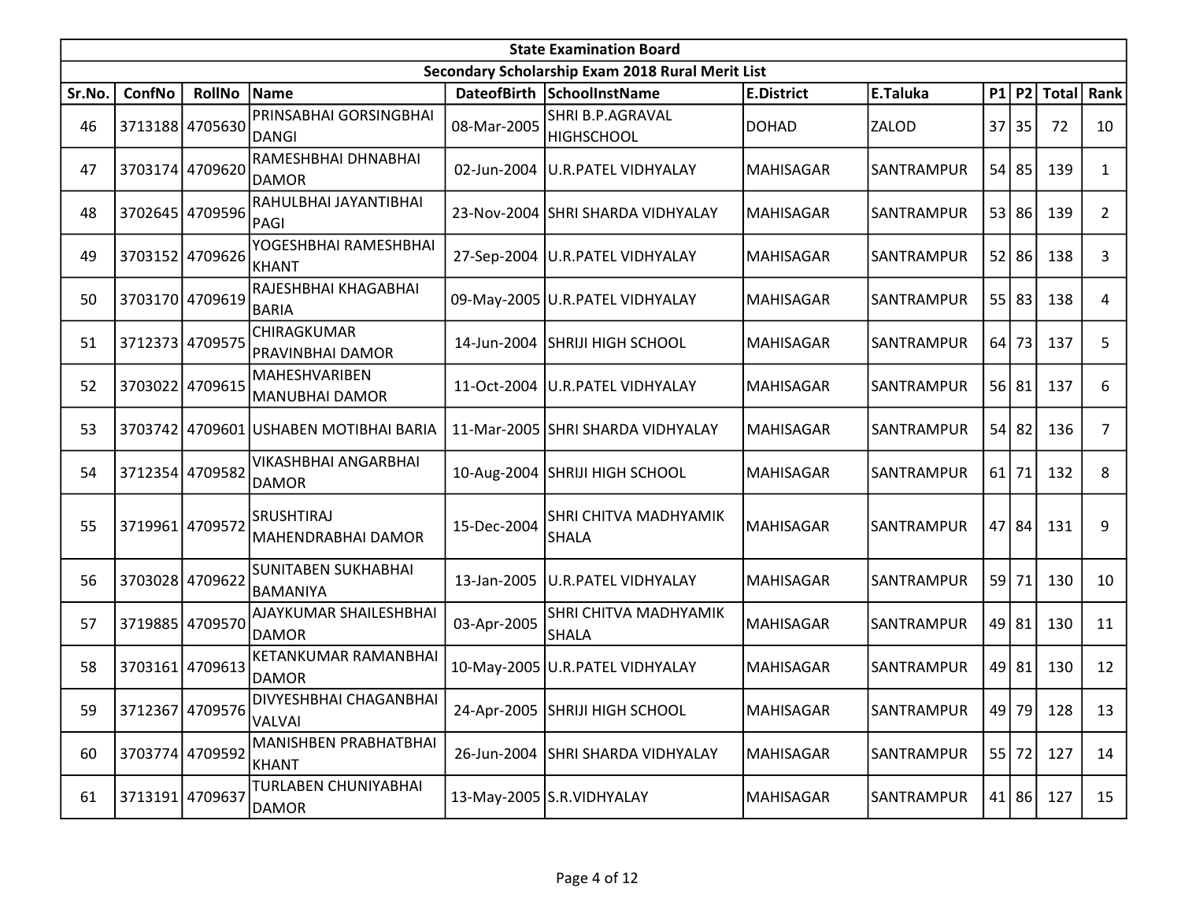## State Examination Board

### Secondary Scholarship Exam 2018 Rural Merit List

| Sr.No. | ConfNo | RollNo | Name | DateofBirth | SchoolInstName | E.District | E.Taluka | P1 | P2 | Total | Rank |
|---|---|---|---|---|---|---|---|---|---|---|---|
| 46 | 3713188 | 4705630 | PRINSABHAI GORSINGBHAI DANGI | 08-Mar-2005 | SHRI B.P.AGRAVAL HIGHSCHOOL | DOHAD | ZALOD | 37 | 35 | 72 | 10 |
| 47 | 3703174 | 4709620 | RAMESHBHAI DHNABHAI DAMOR | 02-Jun-2004 | U.R.PATEL VIDHYALAY | MAHISAGAR | SANTRAMPUR | 54 | 85 | 139 | 1 |
| 48 | 3702645 | 4709596 | RAHULBHAI JAYANTIBHAI PAGI | 23-Nov-2004 | SHRI SHARDA VIDHYALAY | MAHISAGAR | SANTRAMPUR | 53 | 86 | 139 | 2 |
| 49 | 3703152 | 4709626 | YOGESHBHAI RAMESHBHAI KHANT | 27-Sep-2004 | U.R.PATEL VIDHYALAY | MAHISAGAR | SANTRAMPUR | 52 | 86 | 138 | 3 |
| 50 | 3703170 | 4709619 | RAJESHBHAI KHAGABHAI BARIA | 09-May-2005 | U.R.PATEL VIDHYALAY | MAHISAGAR | SANTRAMPUR | 55 | 83 | 138 | 4 |
| 51 | 3712373 | 4709575 | CHIRAGKUMAR PRAVINBHAI DAMOR | 14-Jun-2004 | SHRIJI HIGH SCHOOL | MAHISAGAR | SANTRAMPUR | 64 | 73 | 137 | 5 |
| 52 | 3703022 | 4709615 | MAHESHVARIBEN MANUBHAI DAMOR | 11-Oct-2004 | U.R.PATEL VIDHYALAY | MAHISAGAR | SANTRAMPUR | 56 | 81 | 137 | 6 |
| 53 | 3703742 | 4709601 | USHABEN MOTIBHAI BARIA | 11-Mar-2005 | SHRI SHARDA VIDHYALAY | MAHISAGAR | SANTRAMPUR | 54 | 82 | 136 | 7 |
| 54 | 3712354 | 4709582 | VIKASHBHAI ANGARBHAI DAMOR | 10-Aug-2004 | SHRIJI HIGH SCHOOL | MAHISAGAR | SANTRAMPUR | 61 | 71 | 132 | 8 |
| 55 | 3719961 | 4709572 | SRUSHTIRAJ MAHENDRABHAI DAMOR | 15-Dec-2004 | SHRI CHITVA MADHYAMIK SHALA | MAHISAGAR | SANTRAMPUR | 47 | 84 | 131 | 9 |
| 56 | 3703028 | 4709622 | SUNITABEN SUKHABHAI BAMANIYA | 13-Jan-2005 | U.R.PATEL VIDHYALAY | MAHISAGAR | SANTRAMPUR | 59 | 71 | 130 | 10 |
| 57 | 3719885 | 4709570 | AJAYKUMAR SHAILESHBHAI DAMOR | 03-Apr-2005 | SHRI CHITVA MADHYAMIK SHALA | MAHISAGAR | SANTRAMPUR | 49 | 81 | 130 | 11 |
| 58 | 3703161 | 4709613 | KETANKUMAR RAMANBHAI DAMOR | 10-May-2005 | U.R.PATEL VIDHYALAY | MAHISAGAR | SANTRAMPUR | 49 | 81 | 130 | 12 |
| 59 | 3712367 | 4709576 | DIVYESHBHAI CHAGANBHAI VALVAI | 24-Apr-2005 | SHRIJI HIGH SCHOOL | MAHISAGAR | SANTRAMPUR | 49 | 79 | 128 | 13 |
| 60 | 3703774 | 4709592 | MANISHBEN PRABHATBHAI KHANT | 26-Jun-2004 | SHRI SHARDA VIDHYALAY | MAHISAGAR | SANTRAMPUR | 55 | 72 | 127 | 14 |
| 61 | 3713191 | 4709637 | TURLABEN CHUNIYABHAI DAMOR | 13-May-2005 | S.R.VIDHYALAY | MAHISAGAR | SANTRAMPUR | 41 | 86 | 127 | 15 |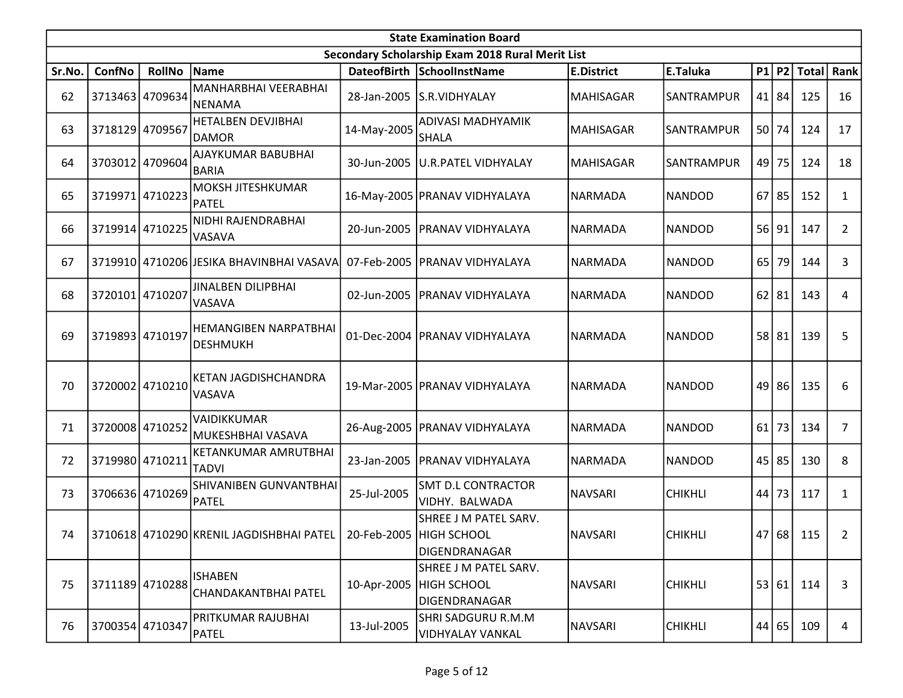| State Examination Board | | | | | | | | | | | |
|---|---|---|---|---|---|---|---|---|---|---|---|
| Secondary Scholarship Exam 2018 Rural Merit List | | | | | | | | | | | |
| Sr.No. | ConfNo | RollNo | Name | DateofBirth | SchoolInstName | E.District | E.Taluka | P1 | P2 | Total | Rank |
| 62 | 3713463 | 4709634 | MANHARBHAI VEERABHAI NENAMA | 28-Jan-2005 | S.R.VIDHYALAY | MAHISAGAR | SANTRAMPUR | 41 | 84 | 125 | 16 |
| 63 | 3718129 | 4709567 | HETALBEN DEVJIBHAI DAMOR | 14-May-2005 | ADIVASI MADHYAMIK SHALA | MAHISAGAR | SANTRAMPUR | 50 | 74 | 124 | 17 |
| 64 | 3703012 | 4709604 | AJAYKUMAR BABUBHAI BARIA | 30-Jun-2005 | U.R.PATEL VIDHYALAY | MAHISAGAR | SANTRAMPUR | 49 | 75 | 124 | 18 |
| 65 | 3719971 | 4710223 | MOKSH JITESHKUMAR PATEL | 16-May-2005 | PRANAV VIDHYALAYA | NARMADA | NANDOD | 67 | 85 | 152 | 1 |
| 66 | 3719914 | 4710225 | NIDHI RAJENDRABHAI VASAVA | 20-Jun-2005 | PRANAV VIDHYALAYA | NARMADA | NANDOD | 56 | 91 | 147 | 2 |
| 67 | 3719910 | 4710206 | JESIKA BHAVINBHAI VASAVA | 07-Feb-2005 | PRANAV VIDHYALAYA | NARMADA | NANDOD | 65 | 79 | 144 | 3 |
| 68 | 3720101 | 4710207 | JINALBEN DILIPBHAI VASAVA | 02-Jun-2005 | PRANAV VIDHYALAYA | NARMADA | NANDOD | 62 | 81 | 143 | 4 |
| 69 | 3719893 | 4710197 | HEMANGIBEN NARPATBHAI DESHMUKH | 01-Dec-2004 | PRANAV VIDHYALAYA | NARMADA | NANDOD | 58 | 81 | 139 | 5 |
| 70 | 3720002 | 4710210 | KETAN JAGDISHCHANDRA VASAVA | 19-Mar-2005 | PRANAV VIDHYALAYA | NARMADA | NANDOD | 49 | 86 | 135 | 6 |
| 71 | 3720008 | 4710252 | VAIDIKKUMAR MUKESHBHAI VASAVA | 26-Aug-2005 | PRANAV VIDHYALAYA | NARMADA | NANDOD | 61 | 73 | 134 | 7 |
| 72 | 3719980 | 4710211 | KETANKUMAR AMRUTBHAI TADVI | 23-Jan-2005 | PRANAV VIDHYALAYA | NARMADA | NANDOD | 45 | 85 | 130 | 8 |
| 73 | 3706636 | 4710269 | SHIVANIBEN GUNVANTBHAI PATEL | 25-Jul-2005 | SMT D.L CONTRACTOR VIDHY. BALWADA | NAVSARI | CHIKHLI | 44 | 73 | 117 | 1 |
| 74 | 3710618 | 4710290 | KRENIL JAGDISHBHAI PATEL | 20-Feb-2005 | SHREE J M PATEL SARV. HIGH SCHOOL DIGENDRANAGAR | NAVSARI | CHIKHLI | 47 | 68 | 115 | 2 |
| 75 | 3711189 | 4710288 | ISHABEN CHANDAKANTBHAI PATEL | 10-Apr-2005 | SHREE J M PATEL SARV. HIGH SCHOOL DIGENDRANAGAR | NAVSARI | CHIKHLI | 53 | 61 | 114 | 3 |
| 76 | 3700354 | 4710347 | PRITKUMAR RAJUBHAI PATEL | 13-Jul-2005 | SHRI SADGURU R.M.M VIDHYALAY VANKAL | NAVSARI | CHIKHLI | 44 | 65 | 109 | 4 |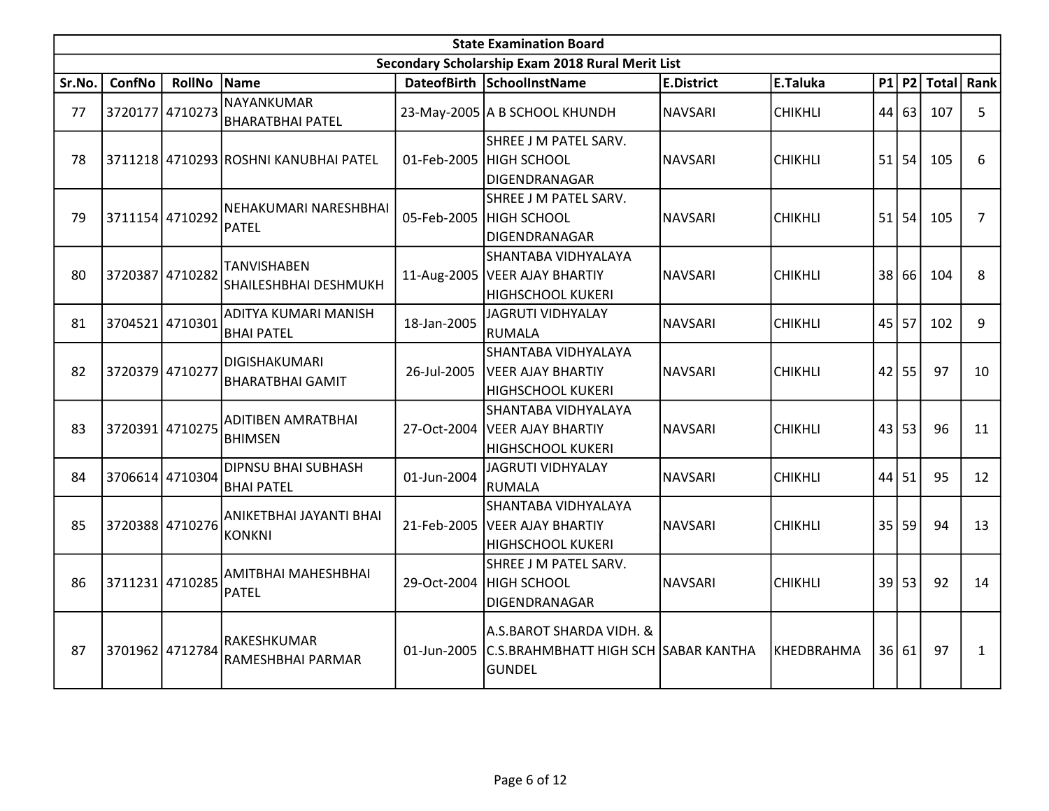| State Examination Board | | | | | | | | | | | |
|---|---|---|---|---|---|---|---|---|---|---|---|
| Secondary Scholarship Exam 2018 Rural Merit List | | | | | | | | | | | |
| Sr.No. | ConfNo | RollNo | Name | DateofBirth | SchoolInstName | E.District | E.Taluka | P1 | P2 | Total | Rank |
| 77 | 3720177 | 4710273 | NAYANKUMAR BHARATBHAI PATEL | 23-May-2005 | A B SCHOOL KHUNDH | NAVSARI | CHIKHLI | 44 | 63 | 107 | 5 |
| 78 | 3711218 | 4710293 | ROSHNI KANUBHAI PATEL | 01-Feb-2005 | SHREE J M PATEL SARV. HIGH SCHOOL DIGENDRANAGAR | NAVSARI | CHIKHLI | 51 | 54 | 105 | 6 |
| 79 | 3711154 | 4710292 | NEHAKUMARI NARESHBHAI PATEL | 05-Feb-2005 | SHREE J M PATEL SARV. HIGH SCHOOL DIGENDRANAGAR | NAVSARI | CHIKHLI | 51 | 54 | 105 | 7 |
| 80 | 3720387 | 4710282 | TANVISHABEN SHAILESHBHAI DESHMUKH | 11-Aug-2005 | SHANTABA VIDHYALAYA VEER AJAY BHARTIY HIGHSCHOOL KUKERI | NAVSARI | CHIKHLI | 38 | 66 | 104 | 8 |
| 81 | 3704521 | 4710301 | ADITYA KUMARI MANISH BHAI PATEL | 18-Jan-2005 | JAGRUTI VIDHYALAY RUMALA | NAVSARI | CHIKHLI | 45 | 57 | 102 | 9 |
| 82 | 3720379 | 4710277 | DIGISHAKUMARI BHARATBHAI GAMIT | 26-Jul-2005 | SHANTABA VIDHYALAYA VEER AJAY BHARTIY HIGHSCHOOL KUKERI | NAVSARI | CHIKHLI | 42 | 55 | 97 | 10 |
| 83 | 3720391 | 4710275 | ADITIBEN AMRATBHAI BHIMSEN | 27-Oct-2004 | SHANTABA VIDHYALAYA VEER AJAY BHARTIY HIGHSCHOOL KUKERI | NAVSARI | CHIKHLI | 43 | 53 | 96 | 11 |
| 84 | 3706614 | 4710304 | DIPNSU BHAI SUBHASH BHAI PATEL | 01-Jun-2004 | JAGRUTI VIDHYALAY RUMALA | NAVSARI | CHIKHLI | 44 | 51 | 95 | 12 |
| 85 | 3720388 | 4710276 | ANIKETBHAI JAYANTI BHAI KONKNI | 21-Feb-2005 | SHANTABA VIDHYALAYA VEER AJAY BHARTIY HIGHSCHOOL KUKERI | NAVSARI | CHIKHLI | 35 | 59 | 94 | 13 |
| 86 | 3711231 | 4710285 | AMITBHAI MAHESHBHAI PATEL | 29-Oct-2004 | SHREE J M PATEL SARV. HIGH SCHOOL DIGENDRANAGAR | NAVSARI | CHIKHLI | 39 | 53 | 92 | 14 |
| 87 | 3701962 | 4712784 | RAKESHKUMAR RAMESHBHAI PARMAR | 01-Jun-2005 | A.S.BAROT SHARDA VIDH. & C.S.BRAHMBHATT HIGH SCH GUNDEL | SABAR KANTHA | KHEDBRAHMA | 36 | 61 | 97 | 1 |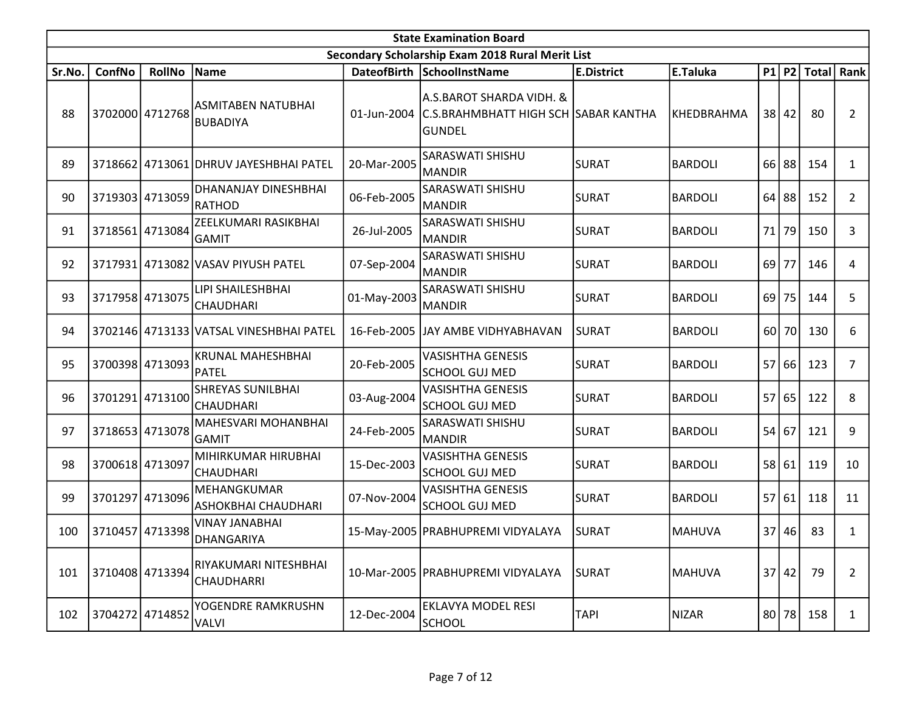| State Examination Board | | | | | | | | | | | |
|---|---|---|---|---|---|---|---|---|---|---|---|
| Secondary Scholarship Exam 2018 Rural Merit List | | | | | | | | | | | |
| Sr.No. | ConfNo | RollNo | Name | DateofBirth | SchoolInstName | E.District | E.Taluka | P1 | P2 | Total | Rank |
| 88 | 3702000 | 4712768 | ASMITABEN NATUBHAI BUBADIYA | 01-Jun-2004 | A.S.BAROT SHARDA VIDH. & C.S.BRAHMBHATT HIGH SCH GUNDEL | SABAR KANTHA | KHEDBRAHMA | 38 | 42 | 80 | 2 |
| 89 | 3718662 | 4713061 | DHRUV JAYESHBHAI PATEL | 20-Mar-2005 | SARASWATI SHISHU MANDIR | SURAT | BARDOLI | 66 | 88 | 154 | 1 |
| 90 | 3719303 | 4713059 | DHANANJAY DINESHBHAI RATHOD | 06-Feb-2005 | SARASWATI SHISHU MANDIR | SURAT | BARDOLI | 64 | 88 | 152 | 2 |
| 91 | 3718561 | 4713084 | ZEELKUMARI RASIKBHAI GAMIT | 26-Jul-2005 | SARASWATI SHISHU MANDIR | SURAT | BARDOLI | 71 | 79 | 150 | 3 |
| 92 | 3717931 | 4713082 | VASAV PIYUSH PATEL | 07-Sep-2004 | SARASWATI SHISHU MANDIR | SURAT | BARDOLI | 69 | 77 | 146 | 4 |
| 93 | 3717958 | 4713075 | LIPI SHAILESHBHAI CHAUDHARI | 01-May-2003 | SARASWATI SHISHU MANDIR | SURAT | BARDOLI | 69 | 75 | 144 | 5 |
| 94 | 3702146 | 4713133 | VATSAL VINESHBHAI PATEL | 16-Feb-2005 | JAY AMBE VIDHYABHAVAN | SURAT | BARDOLI | 60 | 70 | 130 | 6 |
| 95 | 3700398 | 4713093 | KRUNAL MAHESHBHAI PATEL | 20-Feb-2005 | VASISHTHA GENESIS SCHOOL GUJ MED | SURAT | BARDOLI | 57 | 66 | 123 | 7 |
| 96 | 3701291 | 4713100 | SHREYAS SUNILBHAI CHAUDHARI | 03-Aug-2004 | VASISHTHA GENESIS SCHOOL GUJ MED | SURAT | BARDOLI | 57 | 65 | 122 | 8 |
| 97 | 3718653 | 4713078 | MAHESVARI MOHANBHAI GAMIT | 24-Feb-2005 | SARASWATI SHISHU MANDIR | SURAT | BARDOLI | 54 | 67 | 121 | 9 |
| 98 | 3700618 | 4713097 | MIHIRKUMAR HIRUBHAI CHAUDHARI | 15-Dec-2003 | VASISHTHA GENESIS SCHOOL GUJ MED | SURAT | BARDOLI | 58 | 61 | 119 | 10 |
| 99 | 3701297 | 4713096 | MEHANGKUMAR ASHOKBHAI CHAUDHARI | 07-Nov-2004 | VASISHTHA GENESIS SCHOOL GUJ MED | SURAT | BARDOLI | 57 | 61 | 118 | 11 |
| 100 | 3710457 | 4713398 | VINAY JANABHAI DHANGARIYA | 15-May-2005 | PRABHUPREMI VIDYALAYA | SURAT | MAHUVA | 37 | 46 | 83 | 1 |
| 101 | 3710408 | 4713394 | RIYAKUMARI NITESHBHAI CHAUDHARRI | 10-Mar-2005 | PRABHUPREMI VIDYALAYA | SURAT | MAHUVA | 37 | 42 | 79 | 2 |
| 102 | 3704272 | 4714852 | YOGENDRE RAMKRUSHN VALVI | 12-Dec-2004 | EKLAVYA MODEL RESI SCHOOL | TAPI | NIZAR | 80 | 78 | 158 | 1 |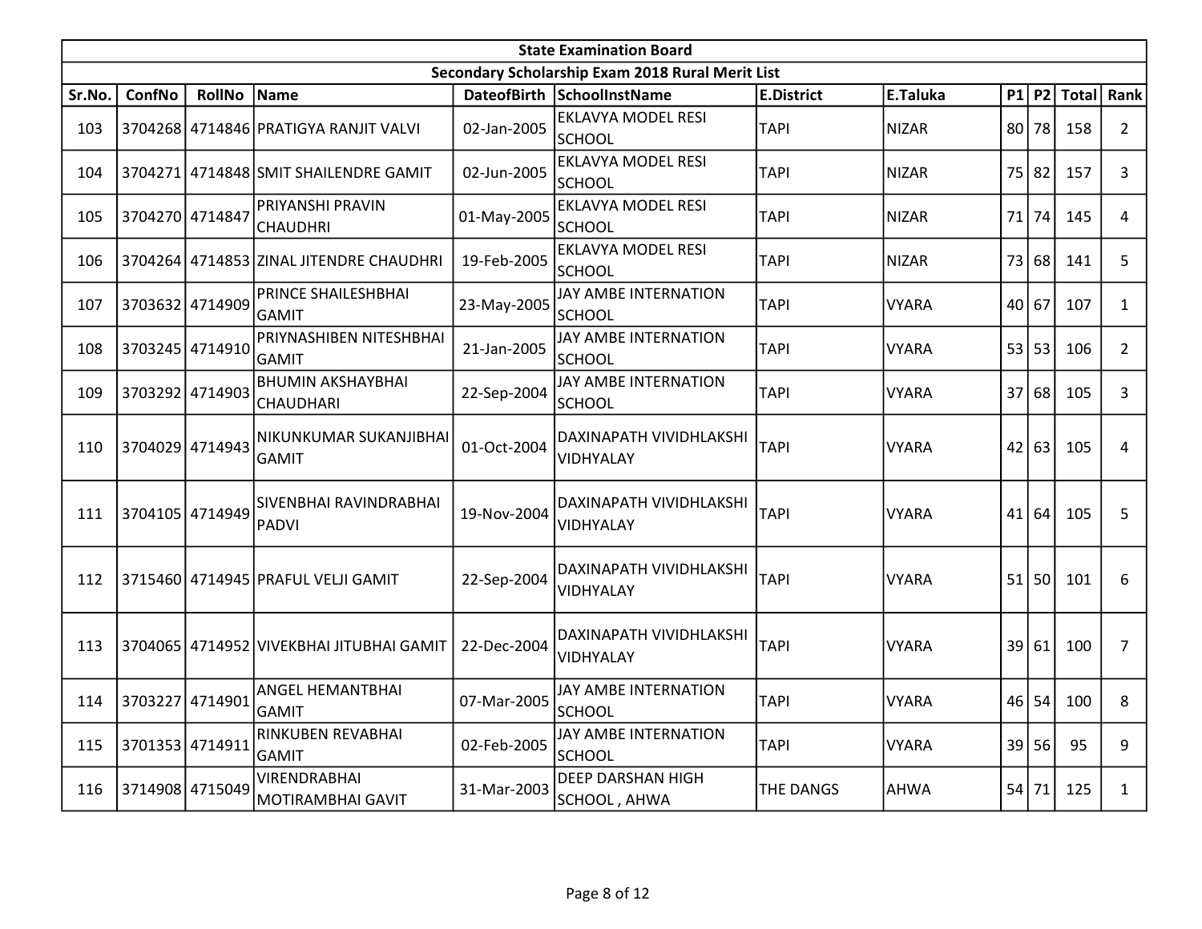| State Examination Board | | | | | | | | | | | |
|---|---|---|---|---|---|---|---|---|---|---|---|
| Secondary Scholarship Exam 2018 Rural Merit List | | | | | | | | | | | |
| Sr.No. | ConfNo | RollNo | Name | DateofBirth | SchoolInstName | E.District | E.Taluka | P1 | P2 | Total | Rank |
| 103 | 3704268 | 4714846 | PRATIGYA RANJIT VALVI | 02-Jan-2005 | EKLAVYA MODEL RESI SCHOOL | TAPI | NIZAR | 80 | 78 | 158 | 2 |
| 104 | 3704271 | 4714848 | SMIT SHAILENDRE GAMIT | 02-Jun-2005 | EKLAVYA MODEL RESI SCHOOL | TAPI | NIZAR | 75 | 82 | 157 | 3 |
| 105 | 3704270 | 4714847 | PRIYANSHI PRAVIN CHAUDHRI | 01-May-2005 | EKLAVYA MODEL RESI SCHOOL | TAPI | NIZAR | 71 | 74 | 145 | 4 |
| 106 | 3704264 | 4714853 | ZINAL JITENDRE CHAUDHRI | 19-Feb-2005 | EKLAVYA MODEL RESI SCHOOL | TAPI | NIZAR | 73 | 68 | 141 | 5 |
| 107 | 3703632 | 4714909 | PRINCE SHAILESHBHAI GAMIT | 23-May-2005 | JAY AMBE INTERNATION SCHOOL | TAPI | VYARA | 40 | 67 | 107 | 1 |
| 108 | 3703245 | 4714910 | PRIYNASHIBEN NITESHBHAI GAMIT | 21-Jan-2005 | JAY AMBE INTERNATION SCHOOL | TAPI | VYARA | 53 | 53 | 106 | 2 |
| 109 | 3703292 | 4714903 | BHUMIN AKSHAYBHAI CHAUDHARI | 22-Sep-2004 | JAY AMBE INTERNATION SCHOOL | TAPI | VYARA | 37 | 68 | 105 | 3 |
| 110 | 3704029 | 4714943 | NIKUNKUMAR SUKANJIBHAI GAMIT | 01-Oct-2004 | DAXINAPATH VIVIDHLAKSHI VIDHYALAY | TAPI | VYARA | 42 | 63 | 105 | 4 |
| 111 | 3704105 | 4714949 | SIVENBHAI RAVINDRABHAI PADVI | 19-Nov-2004 | DAXINAPATH VIVIDHLAKSHI VIDHYALAY | TAPI | VYARA | 41 | 64 | 105 | 5 |
| 112 | 3715460 | 4714945 | PRAFUL VELJI GAMIT | 22-Sep-2004 | DAXINAPATH VIVIDHLAKSHI VIDHYALAY | TAPI | VYARA | 51 | 50 | 101 | 6 |
| 113 | 3704065 | 4714952 | VIVEKBHAI JITUBHAI GAMIT | 22-Dec-2004 | DAXINAPATH VIVIDHLAKSHI VIDHYALAY | TAPI | VYARA | 39 | 61 | 100 | 7 |
| 114 | 3703227 | 4714901 | ANGEL HEMANTBHAI GAMIT | 07-Mar-2005 | JAY AMBE INTERNATION SCHOOL | TAPI | VYARA | 46 | 54 | 100 | 8 |
| 115 | 3701353 | 4714911 | RINKUBEN REVABHAI GAMIT | 02-Feb-2005 | JAY AMBE INTERNATION SCHOOL | TAPI | VYARA | 39 | 56 | 95 | 9 |
| 116 | 3714908 | 4715049 | VIRENDRABHAI MOTIRAMBHAI GAVIT | 31-Mar-2003 | DEEP DARSHAN HIGH SCHOOL , AHWA | THE DANGS | AHWA | 54 | 71 | 125 | 1 |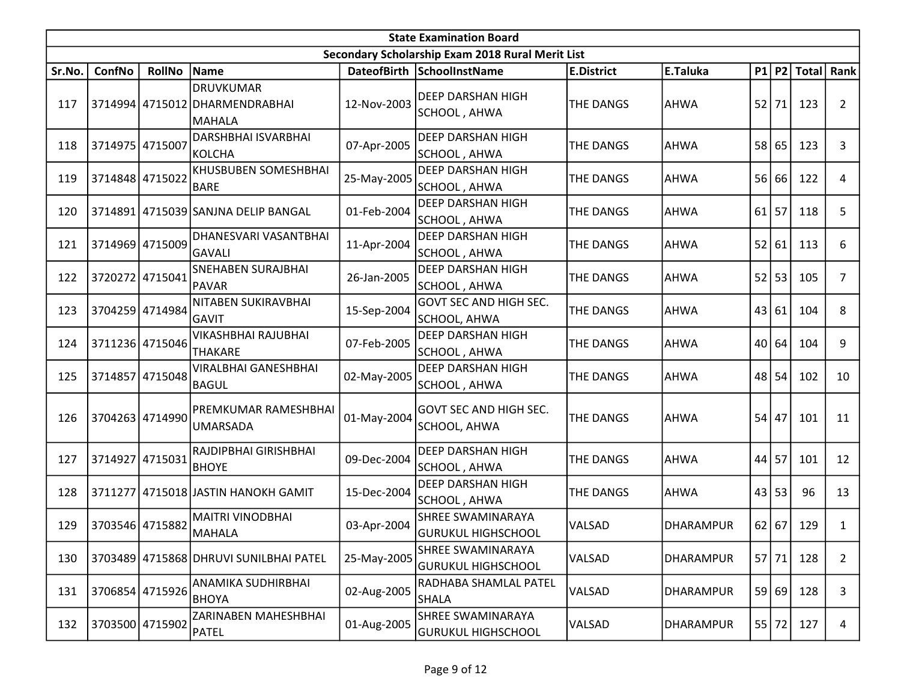| State Examination Board | | | | | | | | | | | | |
|---|---|---|---|---|---|---|---|---|---|---|---|---|
| Secondary Scholarship Exam 2018 Rural Merit List | | | | | | | | | | | | |
| Sr.No. | ConfNo | RollNo | Name | DateofBirth | SchoolInstName | E.District | E.Taluka | P1 | P2 | Total | Rank |
| 117 | 3714994 | 4715012 | DRUVKUMAR DHARMENDRABHAI MAHALA | 12-Nov-2003 | DEEP DARSHAN HIGH SCHOOL , AHWA | THE DANGS | AHWA | 52 | 71 | 123 | 2 |
| 118 | 3714975 | 4715007 | DARSHBHAI ISVARBHAI KOLCHA | 07-Apr-2005 | DEEP DARSHAN HIGH SCHOOL , AHWA | THE DANGS | AHWA | 58 | 65 | 123 | 3 |
| 119 | 3714848 | 4715022 | KHUSBUBEN SOMESHBHAI BARE | 25-May-2005 | DEEP DARSHAN HIGH SCHOOL , AHWA | THE DANGS | AHWA | 56 | 66 | 122 | 4 |
| 120 | 3714891 | 4715039 | SANJNA DELIP BANGAL | 01-Feb-2004 | DEEP DARSHAN HIGH SCHOOL , AHWA | THE DANGS | AHWA | 61 | 57 | 118 | 5 |
| 121 | 3714969 | 4715009 | DHANESVARI VASANTBHAI GAVALI | 11-Apr-2004 | DEEP DARSHAN HIGH SCHOOL , AHWA | THE DANGS | AHWA | 52 | 61 | 113 | 6 |
| 122 | 3720272 | 4715041 | SNEHABEN SURAJBHAI PAVAR | 26-Jan-2005 | DEEP DARSHAN HIGH SCHOOL , AHWA | THE DANGS | AHWA | 52 | 53 | 105 | 7 |
| 123 | 3704259 | 4714984 | NITABEN SUKIRAVBHAI GAVIT | 15-Sep-2004 | GOVT SEC AND HIGH SEC. SCHOOL, AHWA | THE DANGS | AHWA | 43 | 61 | 104 | 8 |
| 124 | 3711236 | 4715046 | VIKASHBHAI RAJUBHAI THAKARE | 07-Feb-2005 | DEEP DARSHAN HIGH SCHOOL , AHWA | THE DANGS | AHWA | 40 | 64 | 104 | 9 |
| 125 | 3714857 | 4715048 | VIRALBHAI GANESHBHAI BAGUL | 02-May-2005 | DEEP DARSHAN HIGH SCHOOL , AHWA | THE DANGS | AHWA | 48 | 54 | 102 | 10 |
| 126 | 3704263 | 4714990 | PREMKUMAR RAMESHBHAI UMARSADA | 01-May-2004 | GOVT SEC AND HIGH SEC. SCHOOL, AHWA | THE DANGS | AHWA | 54 | 47 | 101 | 11 |
| 127 | 3714927 | 4715031 | RAJDIPBHAI GIRISHBHAI BHOYE | 09-Dec-2004 | DEEP DARSHAN HIGH SCHOOL , AHWA | THE DANGS | AHWA | 44 | 57 | 101 | 12 |
| 128 | 3711277 | 4715018 | JASTIN HANOKH GAMIT | 15-Dec-2004 | DEEP DARSHAN HIGH SCHOOL , AHWA | THE DANGS | AHWA | 43 | 53 | 96 | 13 |
| 129 | 3703546 | 4715882 | MAITRI VINODBHAI MAHALA | 03-Apr-2004 | SHREE SWAMINARAYA GURUKUL HIGHSCHOOL | VALSAD | DHARAMPUR | 62 | 67 | 129 | 1 |
| 130 | 3703489 | 4715868 | DHRUVI SUNILBHAI PATEL | 25-May-2005 | SHREE SWAMINARAYA GURUKUL HIGHSCHOOL | VALSAD | DHARAMPUR | 57 | 71 | 128 | 2 |
| 131 | 3706854 | 4715926 | ANAMIKA SUDHIRBHAI BHOYA | 02-Aug-2005 | RADHABA SHAMLAL PATEL SHALA | VALSAD | DHARAMPUR | 59 | 69 | 128 | 3 |
| 132 | 3703500 | 4715902 | ZARINABEN MAHESHBHAI PATEL | 01-Aug-2005 | SHREE SWAMINARAYA GURUKUL HIGHSCHOOL | VALSAD | DHARAMPUR | 55 | 72 | 127 | 4 |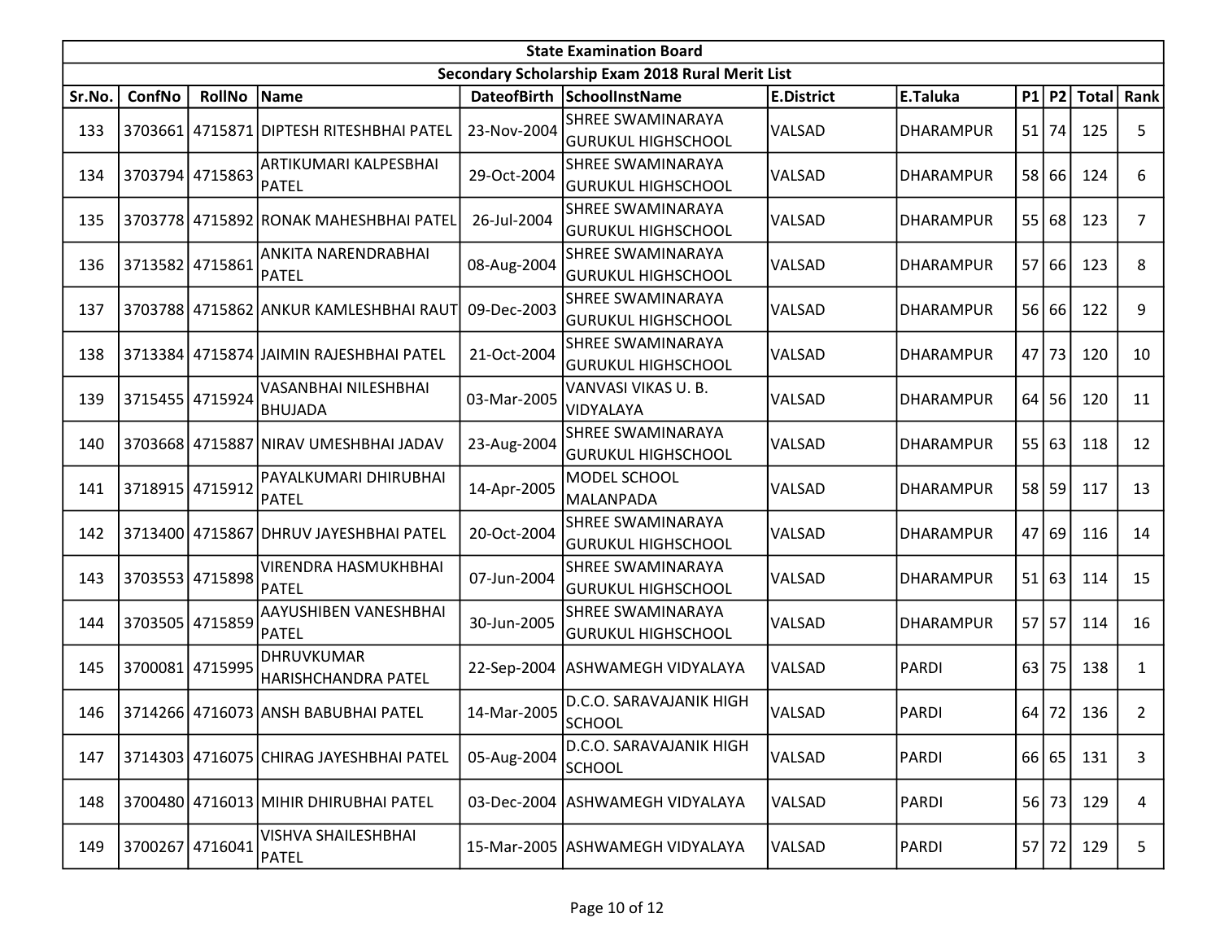| State Examination Board | | | | | | | | | | | | |
|---|---|---|---|---|---|---|---|---|---|---|---|---|
| Secondary Scholarship Exam 2018 Rural Merit List | | | | | | | | | | | | |
| Sr.No. | ConfNo | RollNo | Name | DateofBirth | SchoolInstName | E.District | E.Taluka | P1 | P2 | Total | Rank |
| 133 | 3703661 | 4715871 | DIPTESH RITESHBHAI PATEL | 23-Nov-2004 | SHREE SWAMINARAYA GURUKUL HIGHSCHOOL | VALSAD | DHARAMPUR | 51 | 74 | 125 | 5 |
| 134 | 3703794 | 4715863 | ARTIKUMARI KALPESBHAI PATEL | 29-Oct-2004 | SHREE SWAMINARAYA GURUKUL HIGHSCHOOL | VALSAD | DHARAMPUR | 58 | 66 | 124 | 6 |
| 135 | 3703778 | 4715892 | RONAK MAHESHBHAI PATEL | 26-Jul-2004 | SHREE SWAMINARAYA GURUKUL HIGHSCHOOL | VALSAD | DHARAMPUR | 55 | 68 | 123 | 7 |
| 136 | 3713582 | 4715861 | ANKITA NARENDRABHAI PATEL | 08-Aug-2004 | SHREE SWAMINARAYA GURUKUL HIGHSCHOOL | VALSAD | DHARAMPUR | 57 | 66 | 123 | 8 |
| 137 | 3703788 | 4715862 | ANKUR KAMLESHBHAI RAUT | 09-Dec-2003 | SHREE SWAMINARAYA GURUKUL HIGHSCHOOL | VALSAD | DHARAMPUR | 56 | 66 | 122 | 9 |
| 138 | 3713384 | 4715874 | JAIMIN RAJESHBHAI PATEL | 21-Oct-2004 | SHREE SWAMINARAYA GURUKUL HIGHSCHOOL | VALSAD | DHARAMPUR | 47 | 73 | 120 | 10 |
| 139 | 3715455 | 4715924 | VASANBHAI NILESHBHAI BHUJADA | 03-Mar-2005 | VANVASI VIKAS U. B. VIDYALAYA | VALSAD | DHARAMPUR | 64 | 56 | 120 | 11 |
| 140 | 3703668 | 4715887 | NIRAV UMESHBHAI JADAV | 23-Aug-2004 | SHREE SWAMINARAYA GURUKUL HIGHSCHOOL | VALSAD | DHARAMPUR | 55 | 63 | 118 | 12 |
| 141 | 3718915 | 4715912 | PAYALKUMARI DHIRUBHAI PATEL | 14-Apr-2005 | MODEL SCHOOL MALANPADA | VALSAD | DHARAMPUR | 58 | 59 | 117 | 13 |
| 142 | 3713400 | 4715867 | DHRUV JAYESHBHAI PATEL | 20-Oct-2004 | SHREE SWAMINARAYA GURUKUL HIGHSCHOOL | VALSAD | DHARAMPUR | 47 | 69 | 116 | 14 |
| 143 | 3703553 | 4715898 | VIRENDRA HASMUKHBHAI PATEL | 07-Jun-2004 | SHREE SWAMINARAYA GURUKUL HIGHSCHOOL | VALSAD | DHARAMPUR | 51 | 63 | 114 | 15 |
| 144 | 3703505 | 4715859 | AAYUSHIBEN VANESHBHAI PATEL | 30-Jun-2005 | SHREE SWAMINARAYA GURUKUL HIGHSCHOOL | VALSAD | DHARAMPUR | 57 | 57 | 114 | 16 |
| 145 | 3700081 | 4715995 | DHRUVKUMAR HARISHCHANDRA PATEL | 22-Sep-2004 | ASHWAMEGH VIDYALAYA | VALSAD | PARDI | 63 | 75 | 138 | 1 |
| 146 | 3714266 | 4716073 | ANSH BABUBHAI PATEL | 14-Mar-2005 | D.C.O. SARAVAJANIK HIGH SCHOOL | VALSAD | PARDI | 64 | 72 | 136 | 2 |
| 147 | 3714303 | 4716075 | CHIRAG JAYESHBHAI PATEL | 05-Aug-2004 | D.C.O. SARAVAJANIK HIGH SCHOOL | VALSAD | PARDI | 66 | 65 | 131 | 3 |
| 148 | 3700480 | 4716013 | MIHIR DHIRUBHAI PATEL | 03-Dec-2004 | ASHWAMEGH VIDYALAYA | VALSAD | PARDI | 56 | 73 | 129 | 4 |
| 149 | 3700267 | 4716041 | VISHVA SHAILESHBHAI PATEL | 15-Mar-2005 | ASHWAMEGH VIDYALAYA | VALSAD | PARDI | 57 | 72 | 129 | 5 |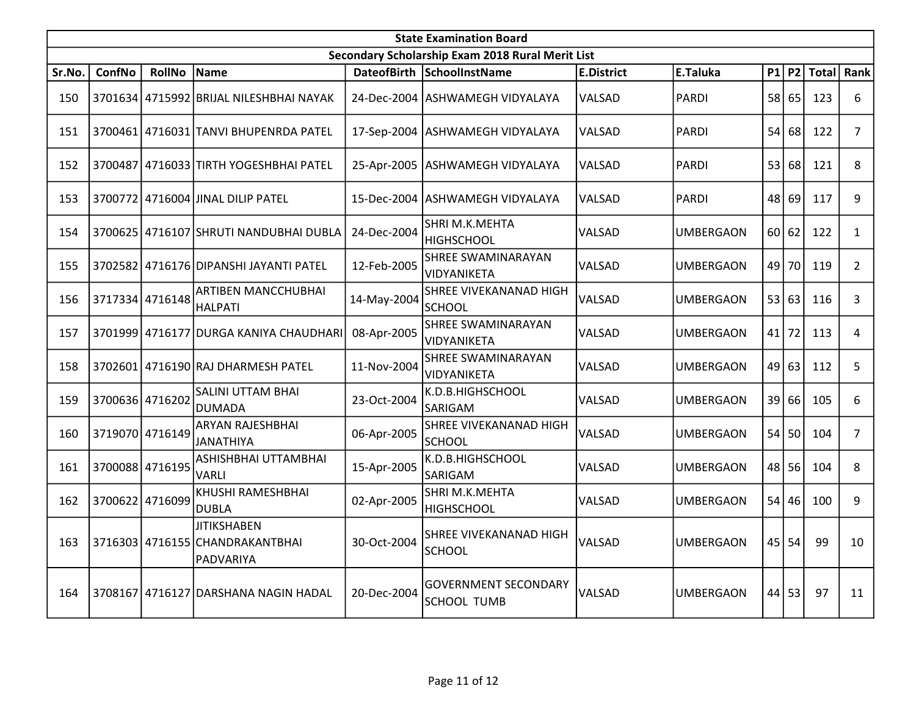| State Examination Board | | | | | | | | | | | |
|---|---|---|---|---|---|---|---|---|---|---|---|
| Secondary Scholarship Exam 2018 Rural Merit List | | | | | | | | | | | |
| Sr.No. | ConfNo | RollNo | Name | DateofBirth | SchoolInstName | E.District | E.Taluka | P1 | P2 | Total | Rank |
| 150 | 3701634 | 4715992 | BRIJAL NILESHBHAI NAYAK | 24-Dec-2004 | ASHWAMEGH VIDYALAYA | VALSAD | PARDI | 58 | 65 | 123 | 6 |
| 151 | 3700461 | 4716031 | TANVI BHUPENRDA PATEL | 17-Sep-2004 | ASHWAMEGH VIDYALAYA | VALSAD | PARDI | 54 | 68 | 122 | 7 |
| 152 | 3700487 | 4716033 | TIRTH YOGESHBHAI PATEL | 25-Apr-2005 | ASHWAMEGH VIDYALAYA | VALSAD | PARDI | 53 | 68 | 121 | 8 |
| 153 | 3700772 | 4716004 | JINAL DILIP PATEL | 15-Dec-2004 | ASHWAMEGH VIDYALAYA | VALSAD | PARDI | 48 | 69 | 117 | 9 |
| 154 | 3700625 | 4716107 | SHRUTI NANDUBHAI DUBLA | 24-Dec-2004 | SHRI M.K.MEHTA HIGHSCHOOL | VALSAD | UMBERGAON | 60 | 62 | 122 | 1 |
| 155 | 3702582 | 4716176 | DIPANSHI JAYANTI PATEL | 12-Feb-2005 | SHREE SWAMINARAYAN VIDYANIKETA | VALSAD | UMBERGAON | 49 | 70 | 119 | 2 |
| 156 | 3717334 | 4716148 | ARTIBEN MANCCHUBHAI HALPATI | 14-May-2004 | SHREE VIVEKANANAD HIGH SCHOOL | VALSAD | UMBERGAON | 53 | 63 | 116 | 3 |
| 157 | 3701999 | 4716177 | DURGA KANIYA CHAUDHARI | 08-Apr-2005 | SHREE SWAMINARAYAN VIDYANIKETA | VALSAD | UMBERGAON | 41 | 72 | 113 | 4 |
| 158 | 3702601 | 4716190 | RAJ DHARMESH PATEL | 11-Nov-2004 | SHREE SWAMINARAYAN VIDYANIKETA | VALSAD | UMBERGAON | 49 | 63 | 112 | 5 |
| 159 | 3700636 | 4716202 | SALINI UTTAM BHAI DUMADA | 23-Oct-2004 | K.D.B.HIGHSCHOOL SARIGAM | VALSAD | UMBERGAON | 39 | 66 | 105 | 6 |
| 160 | 3719070 | 4716149 | ARYAN RAJESHBHAI JANATHIYA | 06-Apr-2005 | SHREE VIVEKANANAD HIGH SCHOOL | VALSAD | UMBERGAON | 54 | 50 | 104 | 7 |
| 161 | 3700088 | 4716195 | ASHISHBHAI UTTAMBHAI VARLI | 15-Apr-2005 | K.D.B.HIGHSCHOOL SARIGAM | VALSAD | UMBERGAON | 48 | 56 | 104 | 8 |
| 162 | 3700622 | 4716099 | KHUSHI RAMESHBHAI DUBLA | 02-Apr-2005 | SHRI M.K.MEHTA HIGHSCHOOL | VALSAD | UMBERGAON | 54 | 46 | 100 | 9 |
| 163 | 3716303 | 4716155 | JITIKSHABEN CHANDRAKANTBHAI PADVARIYA | 30-Oct-2004 | SHREE VIVEKANANAD HIGH SCHOOL | VALSAD | UMBERGAON | 45 | 54 | 99 | 10 |
| 164 | 3708167 | 4716127 | DARSHANA NAGIN HADAL | 20-Dec-2004 | GOVERNMENT SECONDARY SCHOOL TUMB | VALSAD | UMBERGAON | 44 | 53 | 97 | 11 |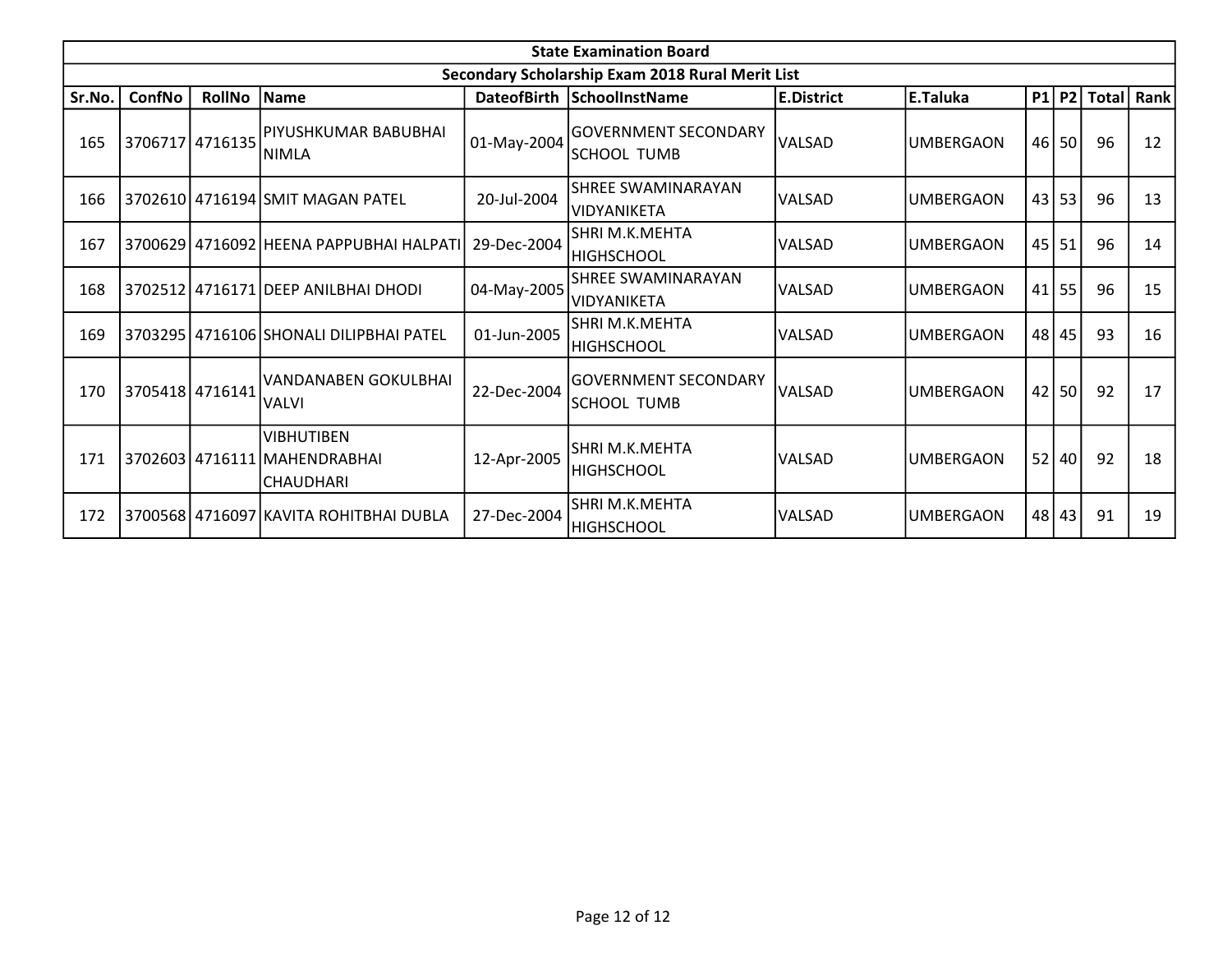| State Examination Board | | | | | | | | | | | |
|---|---|---|---|---|---|---|---|---|---|---|---|
| Secondary Scholarship Exam 2018 Rural Merit List | | | | | | | | | | | |
| Sr.No. | ConfNo | RollNo | Name | DateofBirth | SchoolInstName | E.District | E.Taluka | P1 | P2 | Total | Rank |
| 165 | 3706717 | 4716135 | PIYUSHKUMAR BABUBHAI NIMLA | 01-May-2004 | GOVERNMENT SECONDARY SCHOOL TUMB | VALSAD | UMBERGAON | 46 | 50 | 96 | 12 |
| 166 | 3702610 | 4716194 | SMIT MAGAN PATEL | 20-Jul-2004 | SHREE SWAMINARAYAN VIDYANIKETA | VALSAD | UMBERGAON | 43 | 53 | 96 | 13 |
| 167 | 3700629 | 4716092 | HEENA PAPPUBHAI HALPATI | 29-Dec-2004 | SHRI M.K.MEHTA HIGHSCHOOL | VALSAD | UMBERGAON | 45 | 51 | 96 | 14 |
| 168 | 3702512 | 4716171 | DEEP ANILBHAI DHODI | 04-May-2005 | SHREE SWAMINARAYAN VIDYANIKETA | VALSAD | UMBERGAON | 41 | 55 | 96 | 15 |
| 169 | 3703295 | 4716106 | SHONALI DILIPBHAI PATEL | 01-Jun-2005 | SHRI M.K.MEHTA HIGHSCHOOL | VALSAD | UMBERGAON | 48 | 45 | 93 | 16 |
| 170 | 3705418 | 4716141 | VANDANABEN GOKULBHAI VALVI | 22-Dec-2004 | GOVERNMENT SECONDARY SCHOOL TUMB | VALSAD | UMBERGAON | 42 | 50 | 92 | 17 |
| 171 | 3702603 | 4716111 | VIBHUTIBEN MAHENDRABHAI CHAUDHARI | 12-Apr-2005 | SHRI M.K.MEHTA HIGHSCHOOL | VALSAD | UMBERGAON | 52 | 40 | 92 | 18 |
| 172 | 3700568 | 4716097 | KAVITA ROHITBHAI DUBLA | 27-Dec-2004 | SHRI M.K.MEHTA HIGHSCHOOL | VALSAD | UMBERGAON | 48 | 43 | 91 | 19 |